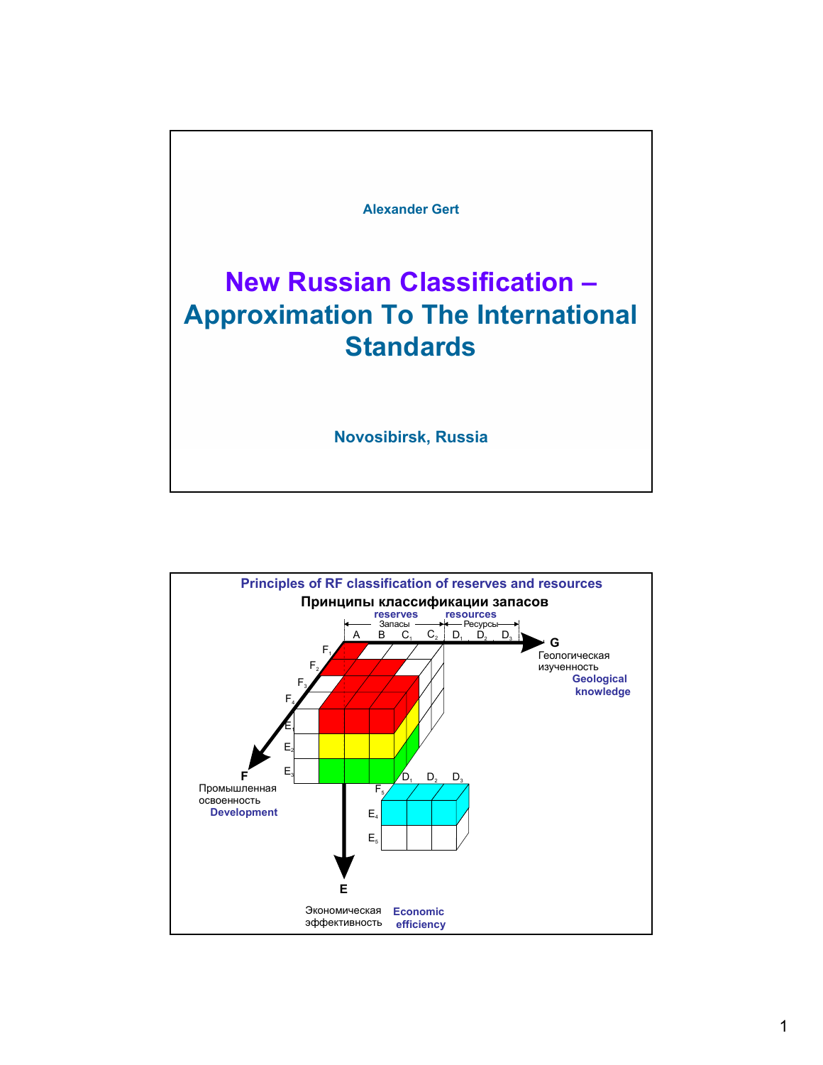Alexander Gert

# New Russian Classification – Approximation To The International Standards

Novosibirsk, Russia

## Principles of RF classification of reserves and resources

**Принципы классификации запасов**

reserves — Запасы: A, B, $C_1$, $C_2$

resources — Ресурсы: $D_1$, $D_2$, $D_3$

**G** Геологическая изученность — Geological knowledge

**F** Промышленная освоенность — Development

$F_1$, $F_2$, $F_3$, $F_4$, $F_5$

**E** Экономическая эффективность — Economic efficiency

$E_1$, $E_2$, $E_3$, $E_4$, $E_5$

$D_1$, $D_2$, $D_3$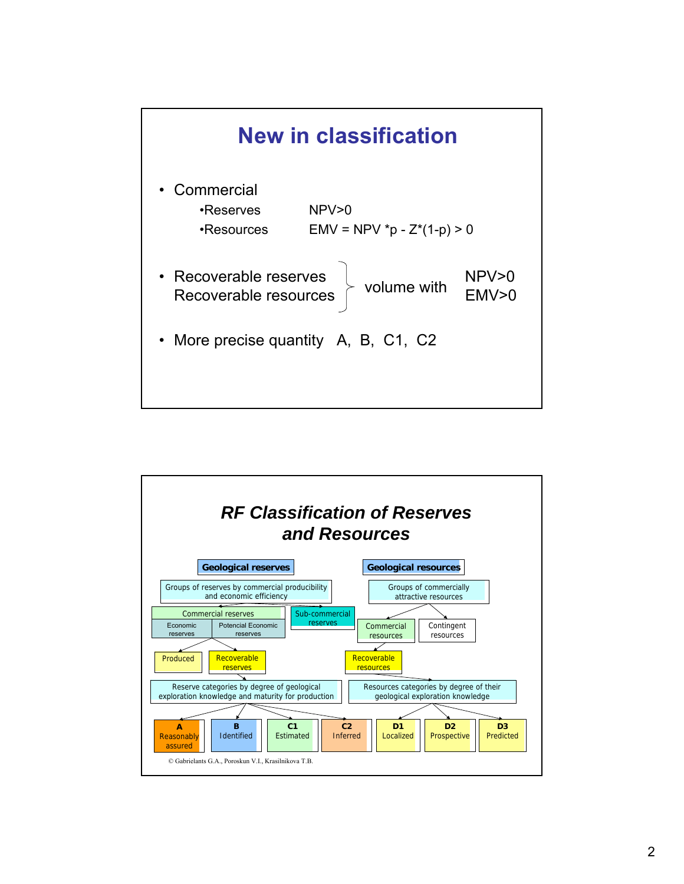# New in classification

- Commercial
  - •Reserves NPV>0
  - •Resources EMV = NPV *p - Z*(1-p) > 0

- Recoverable reserves / Recoverable resources } volume with NPV>0 / EMV>0

- More precise quantity A, B, C1, C2

# *RF Classification of Reserves and Resources*

**Geological reserves**

Groups of reserves by commercial producibility and economic efficiency

- Commercial reserves
  - Economic reserves
  - Potencial Economic reserves
- Sub-commercial reserves

Produced

Recoverable reserves

Reserve categories by degree of geological exploration knowledge and maturity for production

- **A** Reasonably assured
- **B** Identified
- **C1** Estimated
- **C2** Inferred

**Geological resources**

Groups of commercially attractive resources

- Commercial resources
- Contingent resources

Recoverable resources

Resources categories by degree of their geological exploration knowledge

- **D1** Localized
- **D2** Prospective
- **D3** Predicted

© Gabrielants G.A., Poroskun V.I., Krasilnikova T.B.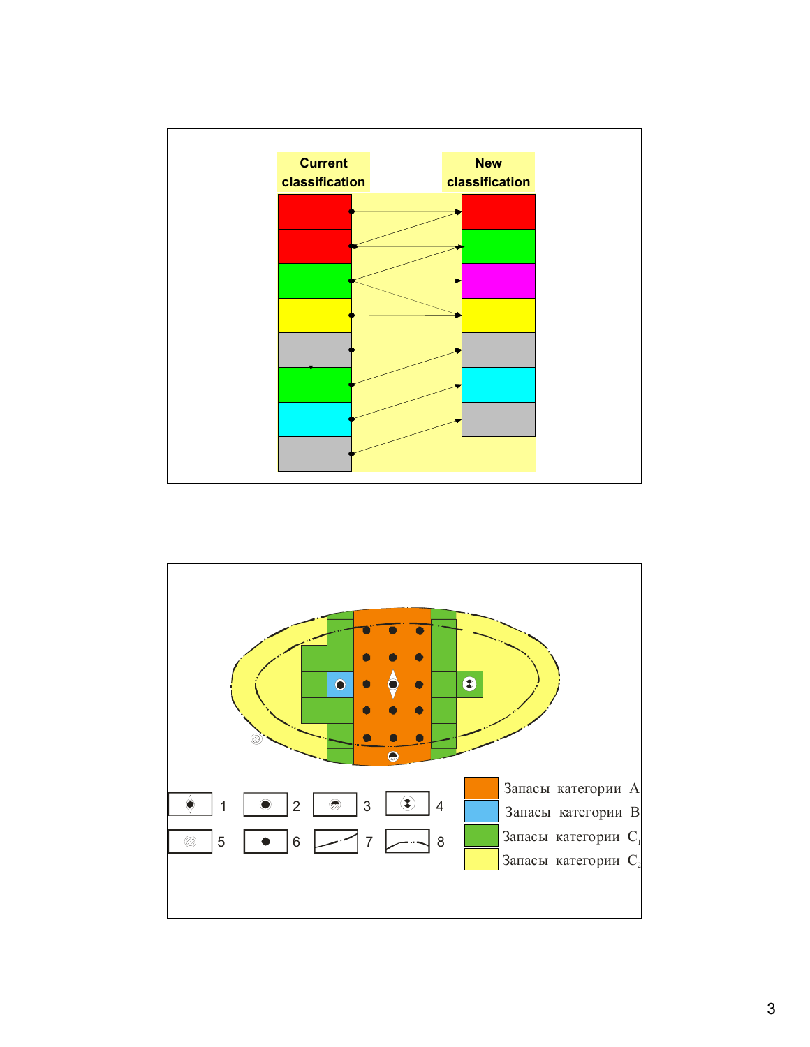Current classification

New classification

1 2 3 4

5 6 7 8

Запасы категории A

Запасы категории B

Запасы категории $C_1$

Запасы категории $C_2$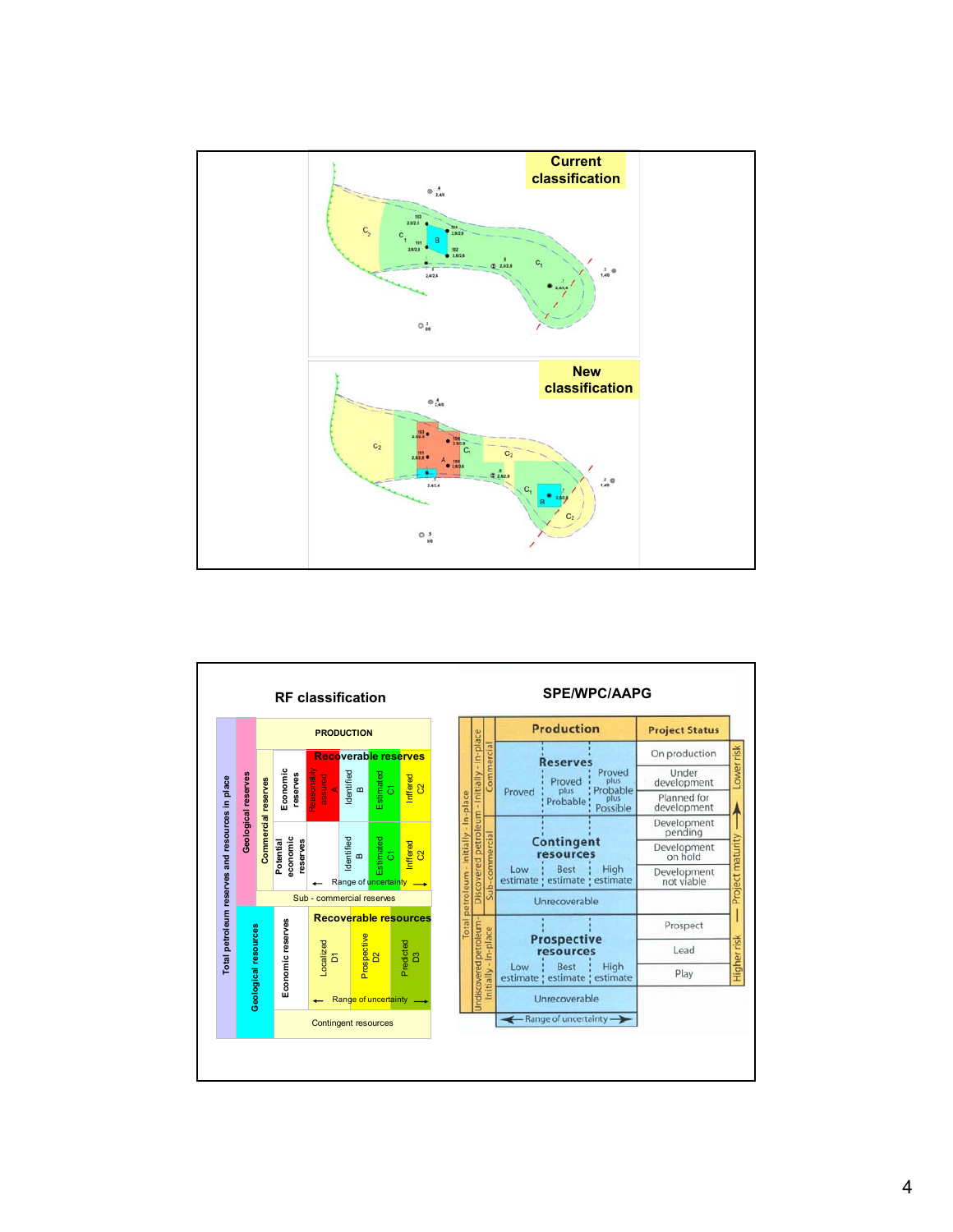**Current classification**

**New classification**

## RF classification

| | | | | | | | |
|---|---|---|---|---|---|---|---|
| Total petroleum reserves and resources in place | Geological reserves | PRODUCTION | | | | | |
| | | Commercial reserves | Economic reserves | **Recoverable reserves** | | | |
| | | | | Reasonably assured A | Identified B | Estimated C1 | Inffered C2 |
| | | | Potential economic reserves | | Identified B | Estimated C1 | Inffered C2 |
| | | | | ← Range of uncertainty → | | | |
| | | Sub - commercial reserves | | | | | |
| | Geological resources | Economic reserves | **Recoverable resources** | | | | |
| | | | Localized D1 | Prospective D2 | Predicted D3 | | |
| | | | ← Range of uncertainty → | | | | |
| | | Contingent resources | | | | | |

## SPE/WPC/AAPG

| | | | | Project Status | |
|---|---|---|---|---|---|
| Total petroleum - initially - in-place | Discovered petroleum - initially - in-place | | Production | | |
| | | Commercial | **Reserves**: Proved / Proved plus Probable / Proved plus Probable plus Possible | On production | Lower risk |
| | | | | Under development | |
| | | | | Planned for development | |
| | | Sub-commercial | **Contingent resources**: Low estimate / Best estimate / High estimate | Development pending | Project maturity |
| | | | | Development on hold | |
| | | | | Development not viable | |
| | | | Unrecoverable | | |
| | Undiscovered petroleum - initially - in-place | | **Prospective resources**: Low estimate / Best estimate / High estimate | Prospect | |
| | | | | Lead | |
| | | | | Play | Higher risk |
| | | | Unrecoverable | | |
| | | | ← Range of uncertainty → | | |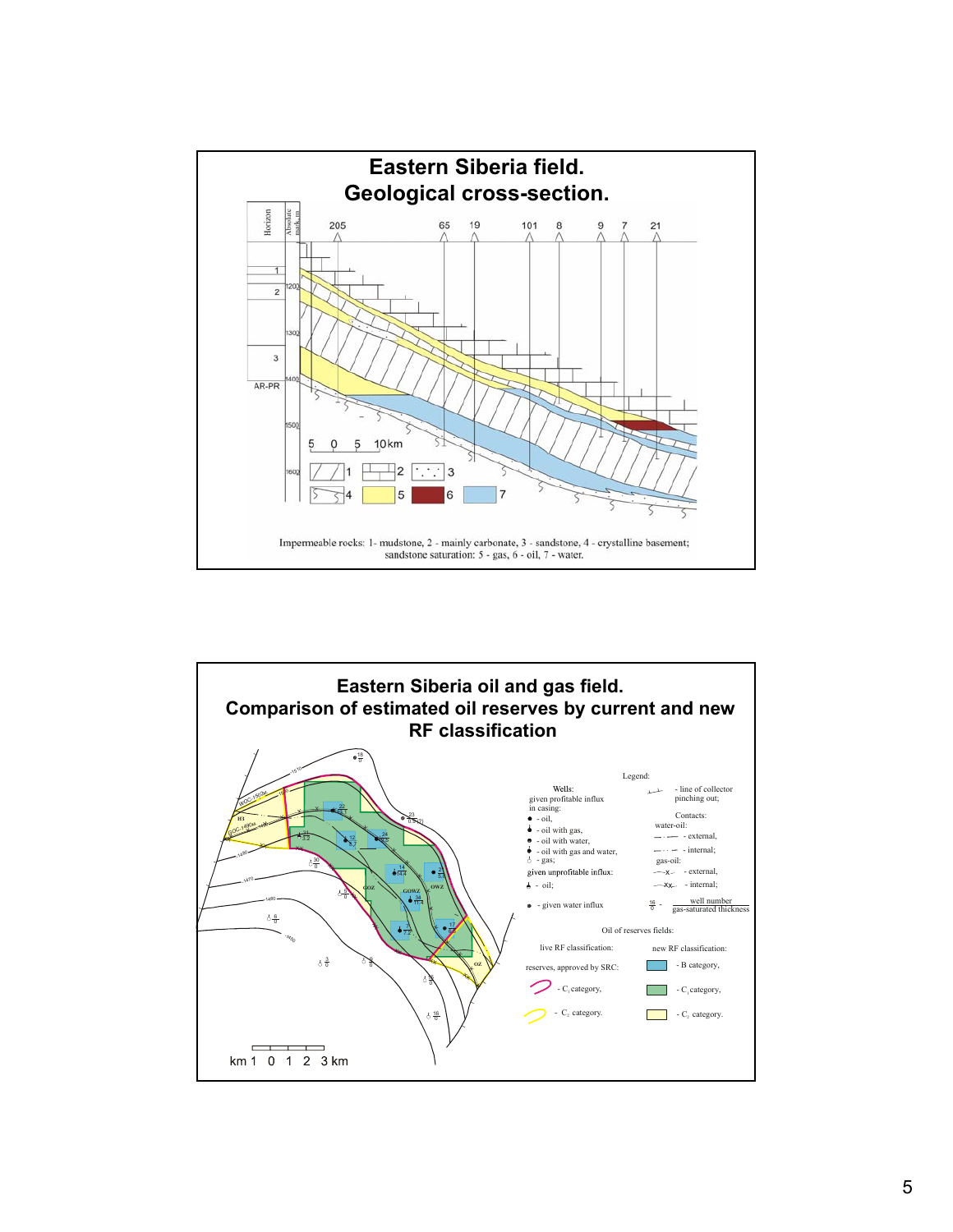## Eastern Siberia field. Geological cross-section.

Impermeable rocks: 1- mudstone, 2 - mainly carbonate, 3 - sandstone, 4 - crystalline basement; sandstone saturation: 5 - gas, 6 - oil, 7 - water.

## Eastern Siberia oil and gas field. Comparison of estimated oil reserves by current and new RF classification

Legend:

Wells:

given profitable influx in casing:
- oil,
- oil with gas,
- oil with water,
- oil with gas and water,
- gas;

given unprofitable influx:
- oil;

- given water influx

- line of collector pinching out;

Contacts:

water-oil:
- external,
- internal;

gas-oil:
- external,
- internal;

well number / gas-saturated thickness

Oil of reserves fields:

| live RF classification: reserves, approved by SRC: | new RF classification: |
| --- | --- |
| | - B category, |
| - $C_1$ category, | - $C_1$ category, |
| - $C_2$ category. | - $C_2$ category. |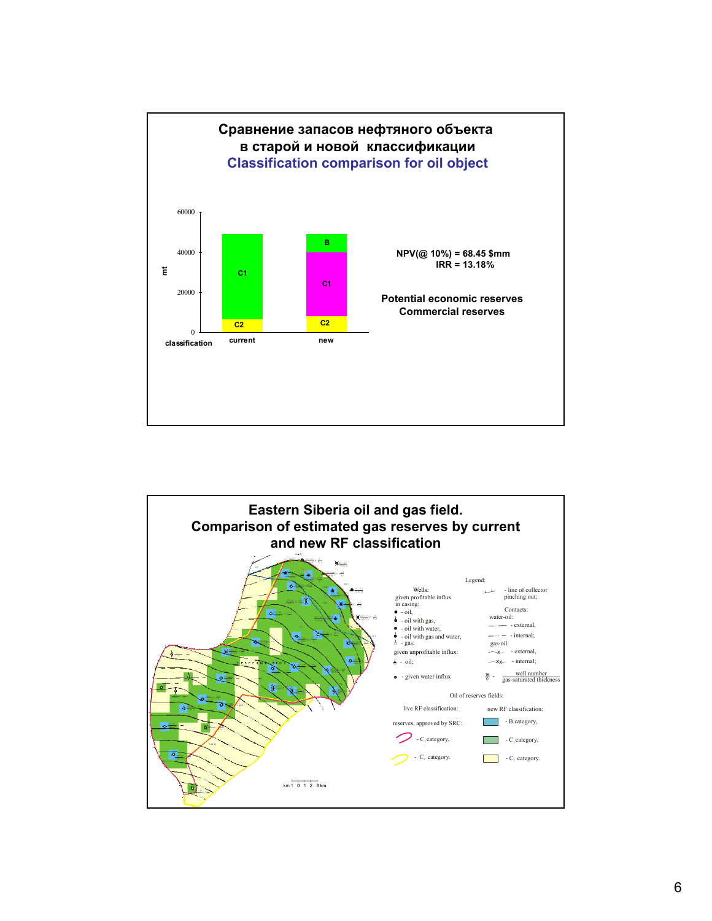## Сравнение запасов нефтяного объекта в старой и новой классификации

## Classification comparison for oil object

| classification | current | new |
|---|---|---|
| B | | B |
| C1 | C1 | C1 |
| C2 | C2 | C2 |

mt: 0, 20000, 40000, 60000

NPV(@ 10%) = 68.45 $mm
IRR = 13.18%

Potential economic reserves
Commercial reserves

## Eastern Siberia oil and gas field. Comparison of estimated gas reserves by current and new RF classification

Legend:

Wells:
given profitable influx in casing:
- oil,
- oil with gas,
- oil with water,
- oil with gas and water,
- gas;

given unprofitable influx:
- oil;

- given water influx

- line of collector pinching out;

Contacts:
water-oil:
- external,
- internal;

gas-oil:
- external,
- internal;

16/0 - well number / gas-saturated thickness

Oil of reserves fields:

live RF classification:
reserves, approved by SRC:
- $C_1$ category,
- $C_2$ category.

new RF classification:
- B category,
- $C_1$ category,
- $C_2$ category.

km 1 0 1 2 3 km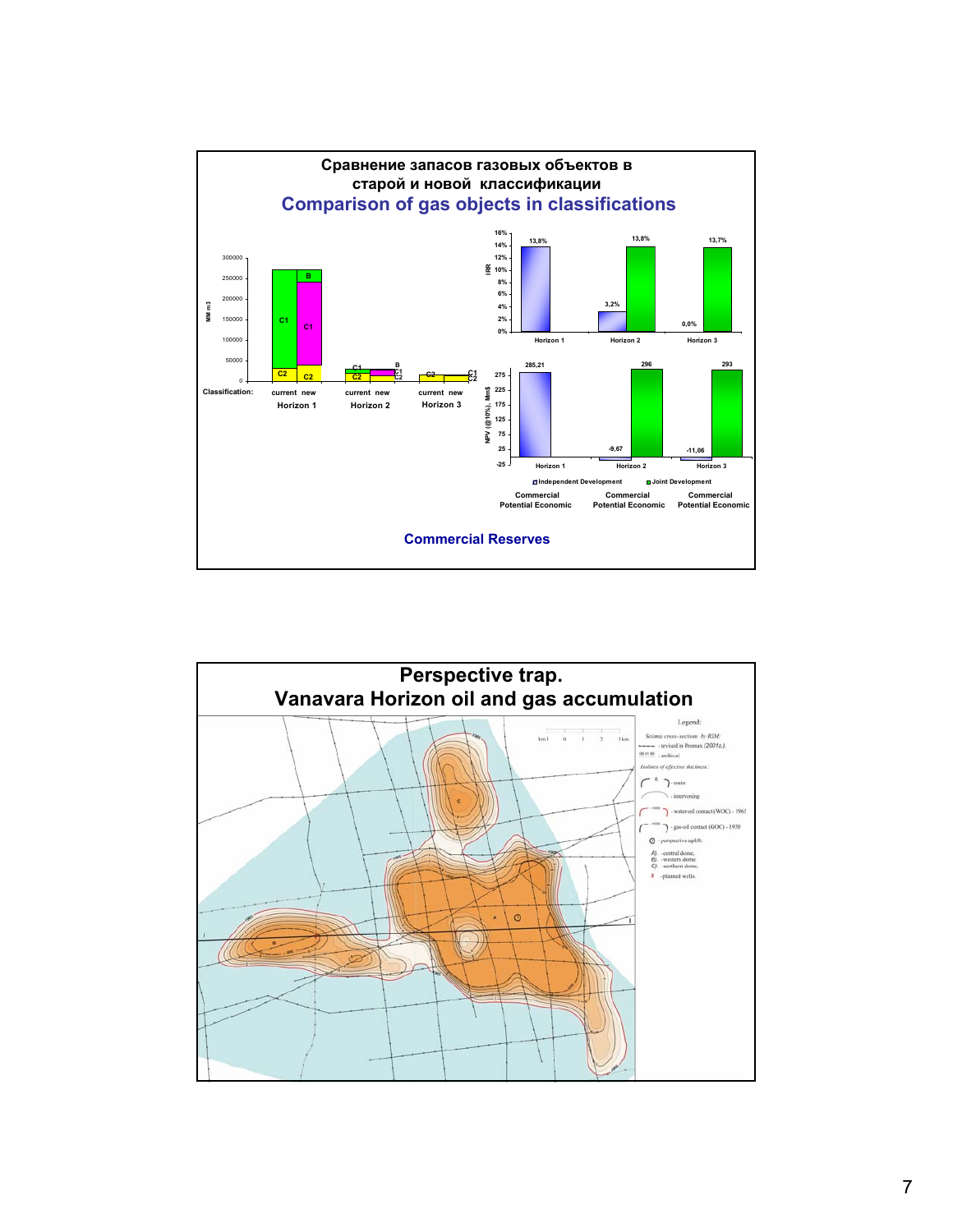## Сравнение запасов газовых объектов в старой и новой классификации

## Comparison of gas objects in classifications

MM m3

300000
250000
200000
150000
100000
50000
0

Classification: current new — Horizon 1; current new — Horizon 2; current new — Horizon 3

C1, C2, B, C1, C2; C1, C2, B, C1, C2; C2, C1, C2

IRR

| | Horizon 1 | Horizon 2 | Horizon 3 |
|---|---|---|---|
| Independent Development | 13,8% | 3,2% | 0,0% |
| Joint Development | | 13,8% | 13,7% |

NPV (@10%), Mn$

| | Horizon 1 | Horizon 2 | Horizon 3 |
|---|---|---|---|
| Independent Development | 285,21 | -9,67 | -11,06 |
| Joint Development | | 296 | 293 |

Independent Development — Joint Development

Commercial Potential Economic — Commercial Potential Economic — Commercial Potential Economic

**Commercial Reserves**

## Perspective trap.

## Vanavara Horizon oil and gas accumulation

km 1 0 1 2 3 km

Legend:

Seismic cross-sections by RIM:
- revised in Promax (2001г.).
- archival

Isolines of effective thickness:
- main
- intervening
- water-oil contact (WOC) - 1965
- gas-oil contact (GOC) - 1930
- perspective uplift

A). - central dome,
B). - western dome,
C). - northern dome.

- planned wells.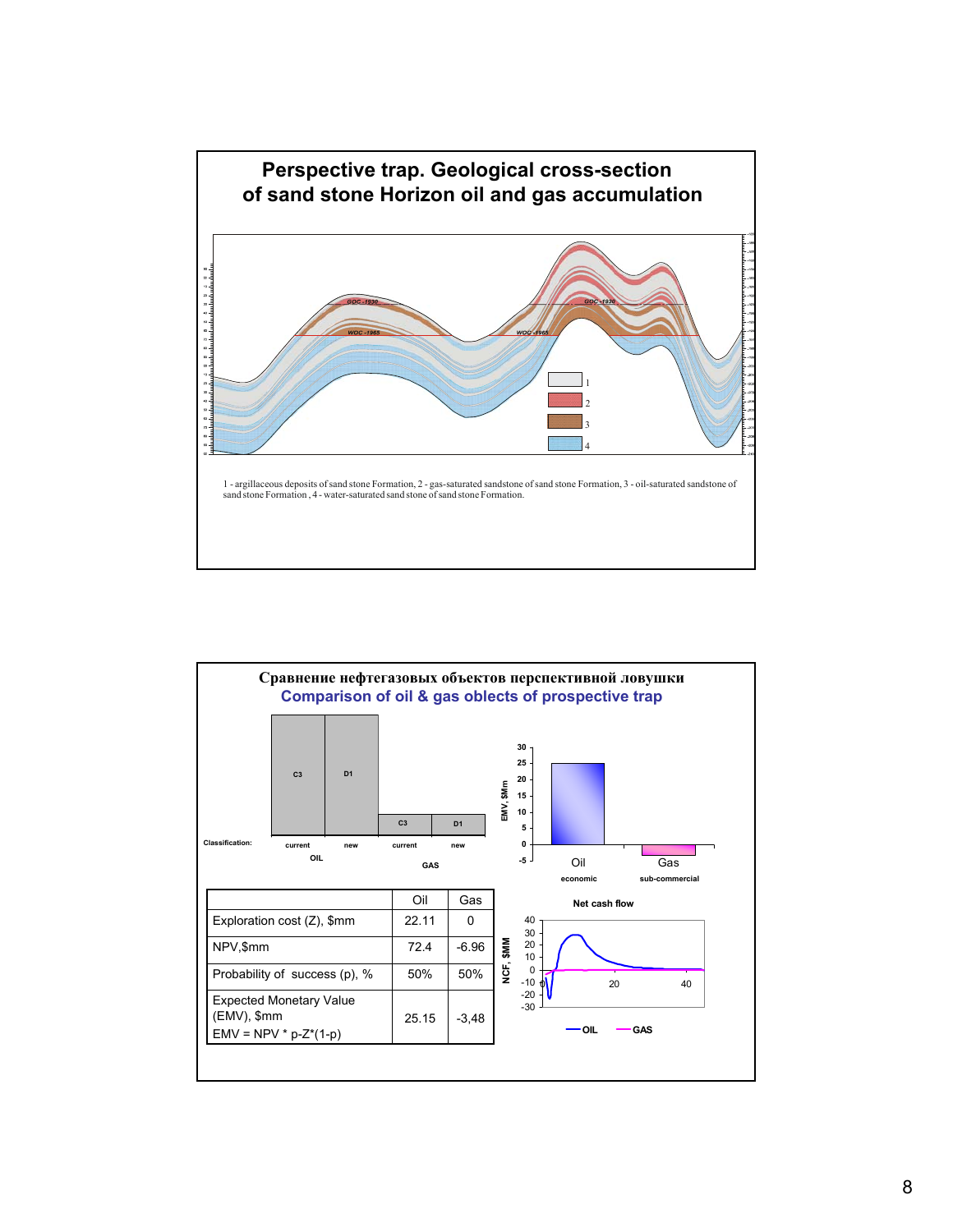## Perspective trap. Geological cross-section of sand stone Horizon oil and gas accumulation

1 - argillaceous deposits of sand stone Formation, 2 - gas-saturated sandstone of sand stone Formation, 3 - oil-saturated sandstone of sand stone Formation , 4 - water-saturated sand stone of sand stone Formation.

## Сравнение нефтегазовых объектов перспективной ловушки
## Comparison of oil & gas oblects of prospective trap

| | Oil | Gas |
|---|---|---|
| Exploration cost (Z), $mm | 22.11 | 0 |
| NPV,$mm | 72.4 | -6.96 |
| Probability of success (p), % | 50% | 50% |
| Expected Monetary Value (EMV), $mm EMV = NPV * p-Z*(1-p) | 25.15 | -3,48 |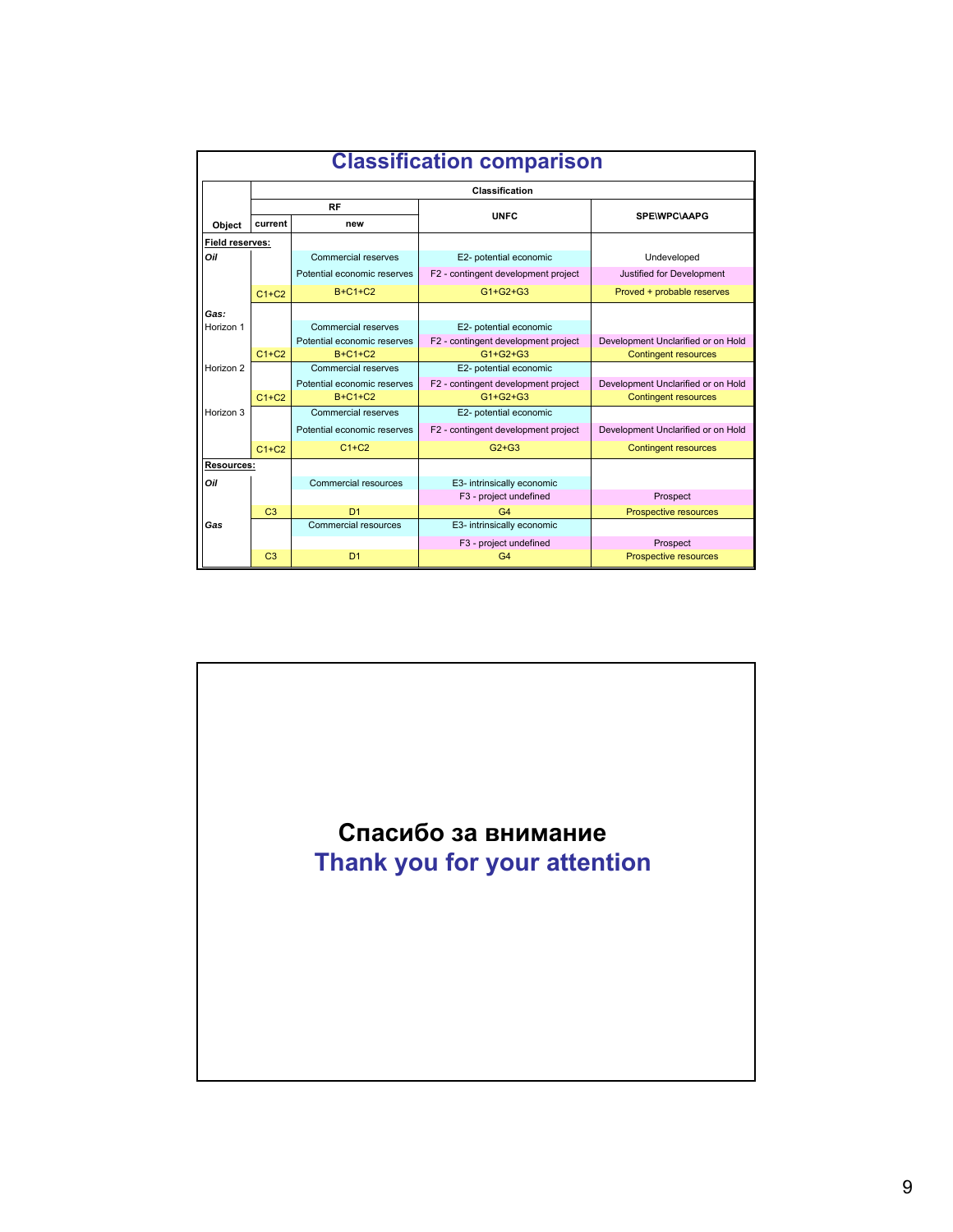# Classification comparison

| Object | Classification | | | |
|---|---|---|---|---|
| | RF | | UNFC | SPE\WPC\AAPG |
| | current | new | | |
| **Field reserves:** | | | | |
| ***Oil*** | | Commercial reserves | E2- potential economic | Undeveloped |
| | | Potential economic reserves | F2 - contingent development project | Justified for Development |
| | C1+C2 | B+C1+C2 | G1+G2+G3 | Proved + probable reserves |
| ***Gas:*** | | | | |
| Horizon 1 | | Commercial reserves | E2- potential economic | |
| | | Potential economic reserves | F2 - contingent development project | Development Unclarified or on Hold |
| | C1+C2 | B+C1+C2 | G1+G2+G3 | Contingent resources |
| Horizon 2 | | Commercial reserves | E2- potential economic | |
| | | Potential economic reserves | F2 - contingent development project | Development Unclarified or on Hold |
| | C1+C2 | B+C1+C2 | G1+G2+G3 | Contingent resources |
| Horizon 3 | | Commercial reserves | E2- potential economic | |
| | | Potential economic reserves | F2 - contingent development project | Development Unclarified or on Hold |
| | C1+C2 | C1+C2 | G2+G3 | Contingent resources |
| **Resources:** | | | | |
| ***Oil*** | | Commercial resources | E3- intrinsically economic | |
| | | | F3 - project undefined | Prospect |
| | C3 | D1 | G4 | Prospective resources |
| ***Gas*** | | Commercial resources | E3- intrinsically economic | |
| | | | F3 - project undefined | Prospect |
| | C3 | D1 | G4 | Prospective resources |

**Спасибо за внимание**

**Thank you for your attention**